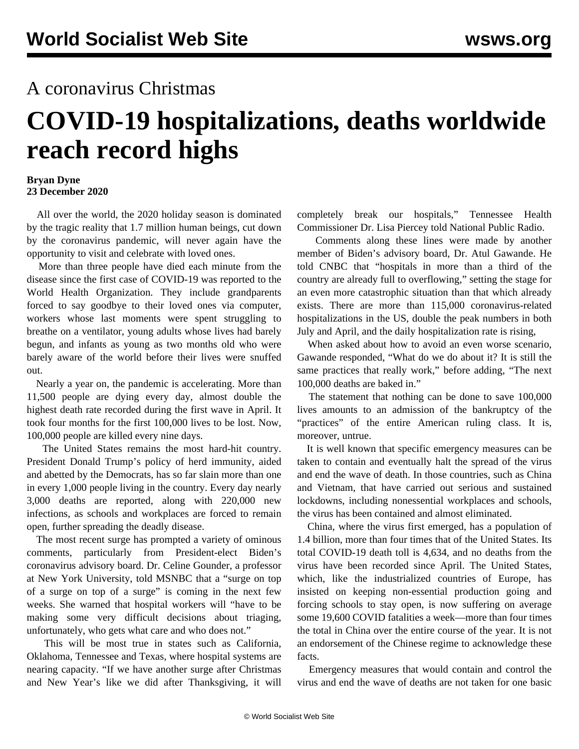# A coronavirus Christmas

# COVID-19 hospitalizations, deaths worldwide reach record highs

**Bryan Dyne**
**23 December 2020**

All over the world, the 2020 holiday season is dominated by the tragic reality that 1.7 million human beings, cut down by the coronavirus pandemic, will never again have the opportunity to visit and celebrate with loved ones.

More than three people have died each minute from the disease since the first case of COVID-19 was reported to the World Health Organization. They include grandparents forced to say goodbye to their loved ones via computer, workers whose last moments were spent struggling to breathe on a ventilator, young adults whose lives had barely begun, and infants as young as two months old who were barely aware of the world before their lives were snuffed out.

Nearly a year on, the pandemic is accelerating. More than 11,500 people are dying every day, almost double the highest death rate recorded during the first wave in April. It took four months for the first 100,000 lives to be lost. Now, 100,000 people are killed every nine days.

The United States remains the most hard-hit country. President Donald Trump's policy of herd immunity, aided and abetted by the Democrats, has so far slain more than one in every 1,000 people living in the country. Every day nearly 3,000 deaths are reported, along with 220,000 new infections, as schools and workplaces are forced to remain open, further spreading the deadly disease.

The most recent surge has prompted a variety of ominous comments, particularly from President-elect Biden's coronavirus advisory board. Dr. Celine Gounder, a professor at New York University, told MSNBC that a "surge on top of a surge on top of a surge" is coming in the next few weeks. She warned that hospital workers will "have to be making some very difficult decisions about triaging, unfortunately, who gets what care and who does not."

This will be most true in states such as California, Oklahoma, Tennessee and Texas, where hospital systems are nearing capacity. "If we have another surge after Christmas and New Year's like we did after Thanksgiving, it will completely break our hospitals," Tennessee Health Commissioner Dr. Lisa Piercey told National Public Radio.

Comments along these lines were made by another member of Biden's advisory board, Dr. Atul Gawande. He told CNBC that "hospitals in more than a third of the country are already full to overflowing," setting the stage for an even more catastrophic situation than that which already exists. There are more than 115,000 coronavirus-related hospitalizations in the US, double the peak numbers in both July and April, and the daily hospitalization rate is rising,

When asked about how to avoid an even worse scenario, Gawande responded, "What do we do about it? It is still the same practices that really work," before adding, "The next 100,000 deaths are baked in."

The statement that nothing can be done to save 100,000 lives amounts to an admission of the bankruptcy of the "practices" of the entire American ruling class. It is, moreover, untrue.

It is well known that specific emergency measures can be taken to contain and eventually halt the spread of the virus and end the wave of death. In those countries, such as China and Vietnam, that have carried out serious and sustained lockdowns, including nonessential workplaces and schools, the virus has been contained and almost eliminated.

China, where the virus first emerged, has a population of 1.4 billion, more than four times that of the United States. Its total COVID-19 death toll is 4,634, and no deaths from the virus have been recorded since April. The United States, which, like the industrialized countries of Europe, has insisted on keeping non-essential production going and forcing schools to stay open, is now suffering on average some 19,600 COVID fatalities a week—more than four times the total in China over the entire course of the year. It is not an endorsement of the Chinese regime to acknowledge these facts.

Emergency measures that would contain and control the virus and end the wave of deaths are not taken for one basic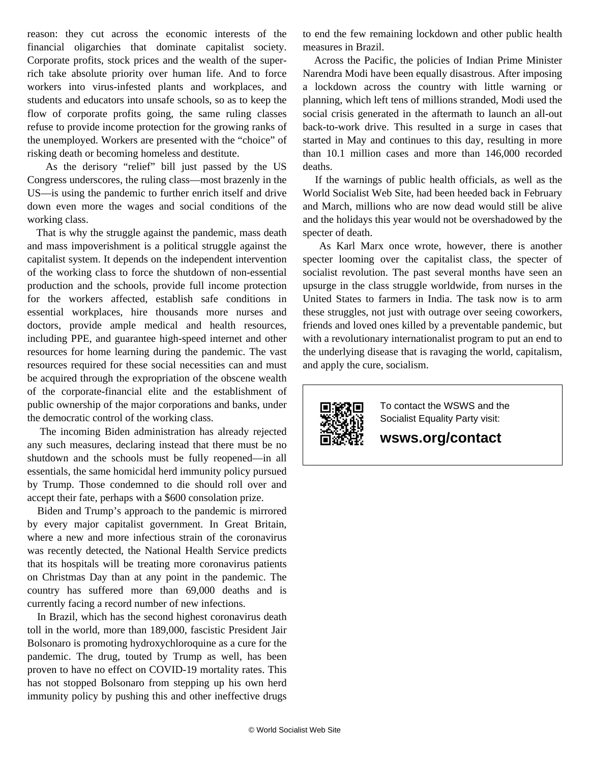reason: they cut across the economic interests of the financial oligarchies that dominate capitalist society. Corporate profits, stock prices and the wealth of the super-rich take absolute priority over human life. And to force workers into virus-infested plants and workplaces, and students and educators into unsafe schools, so as to keep the flow of corporate profits going, the same ruling classes refuse to provide income protection for the growing ranks of the unemployed. Workers are presented with the "choice" of risking death or becoming homeless and destitute.

As the derisory "relief" bill just passed by the US Congress underscores, the ruling class—most brazenly in the US—is using the pandemic to further enrich itself and drive down even more the wages and social conditions of the working class.

That is why the struggle against the pandemic, mass death and mass impoverishment is a political struggle against the capitalist system. It depends on the independent intervention of the working class to force the shutdown of non-essential production and the schools, provide full income protection for the workers affected, establish safe conditions in essential workplaces, hire thousands more nurses and doctors, provide ample medical and health resources, including PPE, and guarantee high-speed internet and other resources for home learning during the pandemic. The vast resources required for these social necessities can and must be acquired through the expropriation of the obscene wealth of the corporate-financial elite and the establishment of public ownership of the major corporations and banks, under the democratic control of the working class.

The incoming Biden administration has already rejected any such measures, declaring instead that there must be no shutdown and the schools must be fully reopened—in all essentials, the same homicidal herd immunity policy pursued by Trump. Those condemned to die should roll over and accept their fate, perhaps with a $600 consolation prize.

Biden and Trump's approach to the pandemic is mirrored by every major capitalist government. In Great Britain, where a new and more infectious strain of the coronavirus was recently detected, the National Health Service predicts that its hospitals will be treating more coronavirus patients on Christmas Day than at any point in the pandemic. The country has suffered more than 69,000 deaths and is currently facing a record number of new infections.

In Brazil, which has the second highest coronavirus death toll in the world, more than 189,000, fascistic President Jair Bolsonaro is promoting hydroxychloroquine as a cure for the pandemic. The drug, touted by Trump as well, has been proven to have no effect on COVID-19 mortality rates. This has not stopped Bolsonaro from stepping up his own herd immunity policy by pushing this and other ineffective drugs to end the few remaining lockdown and other public health measures in Brazil.

Across the Pacific, the policies of Indian Prime Minister Narendra Modi have been equally disastrous. After imposing a lockdown across the country with little warning or planning, which left tens of millions stranded, Modi used the social crisis generated in the aftermath to launch an all-out back-to-work drive. This resulted in a surge in cases that started in May and continues to this day, resulting in more than 10.1 million cases and more than 146,000 recorded deaths.

If the warnings of public health officials, as well as the World Socialist Web Site, had been heeded back in February and March, millions who are now dead would still be alive and the holidays this year would not be overshadowed by the specter of death.

As Karl Marx once wrote, however, there is another specter looming over the capitalist class, the specter of socialist revolution. The past several months have seen an upsurge in the class struggle worldwide, from nurses in the United States to farmers in India. The task now is to arm these struggles, not just with outrage over seeing coworkers, friends and loved ones killed by a preventable pandemic, but with a revolutionary internationalist program to put an end to the underlying disease that is ravaging the world, capitalism, and apply the cure, socialism.

To contact the WSWS and the Socialist Equality Party visit:

**wsws.org/contact**